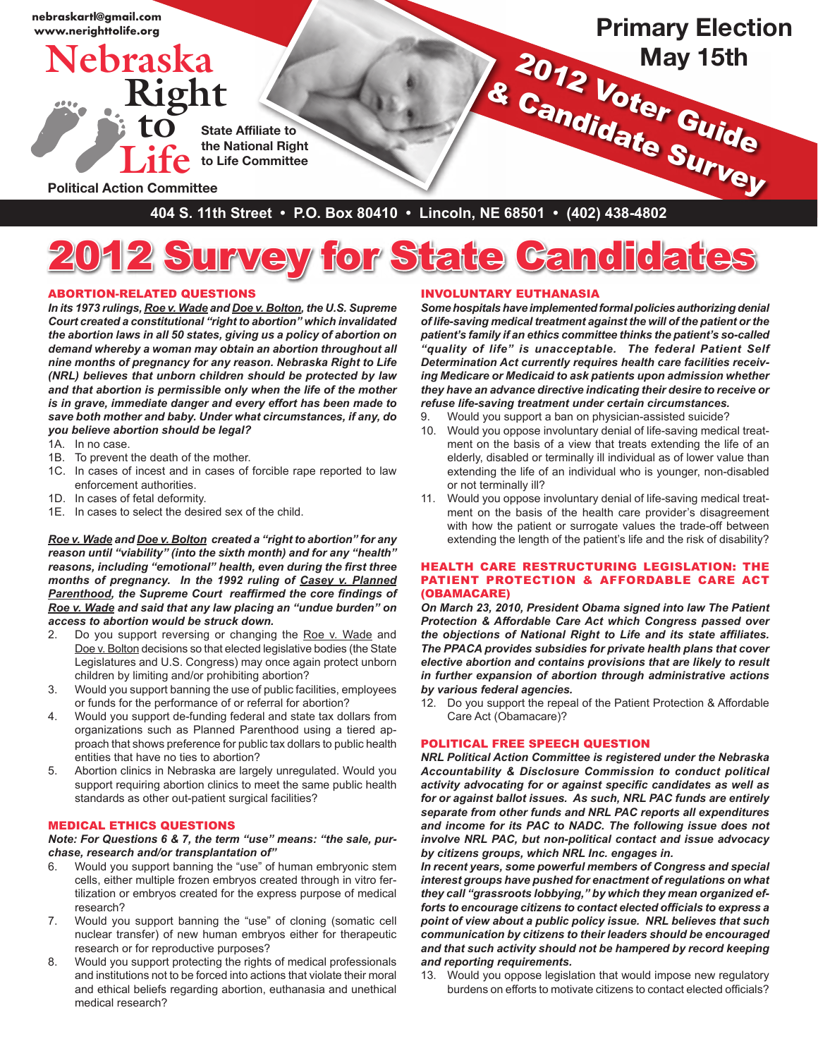nebraskartl@gmail.com
www.nerighttolife.org

# Nebraska Right to Life

State Affiliate to the National Right to Life Committee

Political Action Committee

**Primary Election May 15th**

**2012 Voter Guide & Candidate Survey**

404 S. 11th Street • P.O. Box 80410 • Lincoln, NE 68501 • (402) 438-4802

# 2012 Survey for State Candidates

## ABORTION-RELATED QUESTIONS

***In its 1973 rulings, <u>Roe v. Wade</u> and <u>Doe v. Bolton</u>, the U.S. Supreme Court created a constitutional "right to abortion" which invalidated the abortion laws in all 50 states, giving us a policy of abortion on demand whereby a woman may obtain an abortion throughout all nine months of pregnancy for any reason. Nebraska Right to Life (NRL) believes that unborn children should be protected by law and that abortion is permissible only when the life of the mother is in grave, immediate danger and every effort has been made to save both mother and baby. Under what circumstances, if any, do you believe abortion should be legal?***

1A. In no case.
1B. To prevent the death of the mother.
1C. In cases of incest and in cases of forcible rape reported to law enforcement authorities.
1D. In cases of fetal deformity.
1E. In cases to select the desired sex of the child.

***<u>Roe v. Wade</u> and <u>Doe v. Bolton</u> created a "right to abortion" for any reason until "viability" (into the sixth month) and for any "health" reasons, including "emotional" health, even during the first three months of pregnancy. In the 1992 ruling of <u>Casey v. Planned Parenthood</u>, the Supreme Court reaffirmed the core findings of <u>Roe v. Wade</u> and said that any law placing an "undue burden" on access to abortion would be struck down.***

2. Do you support reversing or changing the <u>Roe v. Wade</u> and <u>Doe v. Bolton</u> decisions so that elected legislative bodies (the State Legislatures and U.S. Congress) may once again protect unborn children by limiting and/or prohibiting abortion?
3. Would you support banning the use of public facilities, employees or funds for the performance of or referral for abortion?
4. Would you support de-funding federal and state tax dollars from organizations such as Planned Parenthood using a tiered approach that shows preference for public tax dollars to public health entities that have no ties to abortion?
5. Abortion clinics in Nebraska are largely unregulated. Would you support requiring abortion clinics to meet the same public health standards as other out-patient surgical facilities?

## MEDICAL ETHICS QUESTIONS

***Note: For Questions 6 & 7, the term "use" means: "the sale, purchase, research and/or transplantation of"***

6. Would you support banning the "use" of human embryonic stem cells, either multiple frozen embryos created through in vitro fertilization or embryos created for the express purpose of medical research?
7. Would you support banning the "use" of cloning (somatic cell nuclear transfer) of new human embryos either for therapeutic research or for reproductive purposes?
8. Would you support protecting the rights of medical professionals and institutions not to be forced into actions that violate their moral and ethical beliefs regarding abortion, euthanasia and unethical medical research?

## INVOLUNTARY EUTHANASIA

***Some hospitals have implemented formal policies authorizing denial of life-saving medical treatment against the will of the patient or the patient's family if an ethics committee thinks the patient's so-called "quality of life" is unacceptable. The federal Patient Self Determination Act currently requires health care facilities receiving Medicare or Medicaid to ask patients upon admission whether they have an advance directive indicating their desire to receive or refuse life-saving treatment under certain circumstances.***

9. Would you support a ban on physician-assisted suicide?
10. Would you oppose involuntary denial of life-saving medical treatment on the basis of a view that treats extending the life of an elderly, disabled or terminally ill individual as of lower value than extending the life of an individual who is younger, non-disabled or not terminally ill?
11. Would you oppose involuntary denial of life-saving medical treatment on the basis of the health care provider's disagreement with how the patient or surrogate values the trade-off between extending the length of the patient's life and the risk of disability?

## HEALTH CARE RESTRUCTURING LEGISLATION: THE PATIENT PROTECTION & AFFORDABLE CARE ACT (OBAMACARE)

***On March 23, 2010, President Obama signed into law The Patient Protection & Affordable Care Act which Congress passed over the objections of National Right to Life and its state affiliates. The PPACA provides subsidies for private health plans that cover elective abortion and contains provisions that are likely to result in further expansion of abortion through administrative actions by various federal agencies.***

12. Do you support the repeal of the Patient Protection & Affordable Care Act (Obamacare)?

## POLITICAL FREE SPEECH QUESTION

***NRL Political Action Committee is registered under the Nebraska Accountability & Disclosure Commission to conduct political activity advocating for or against specific candidates as well as for or against ballot issues. As such, NRL PAC funds are entirely separate from other funds and NRL PAC reports all expenditures and income for its PAC to NADC. The following issue does not involve NRL PAC, but non-political contact and issue advocacy by citizens groups, which NRL Inc. engages in.***

***In recent years, some powerful members of Congress and special interest groups have pushed for enactment of regulations on what they call "grassroots lobbying," by which they mean organized efforts to encourage citizens to contact elected officials to express a point of view about a public policy issue. NRL believes that such communication by citizens to their leaders should be encouraged and that such activity should not be hampered by record keeping and reporting requirements.***

13. Would you oppose legislation that would impose new regulatory burdens on efforts to motivate citizens to contact elected officials?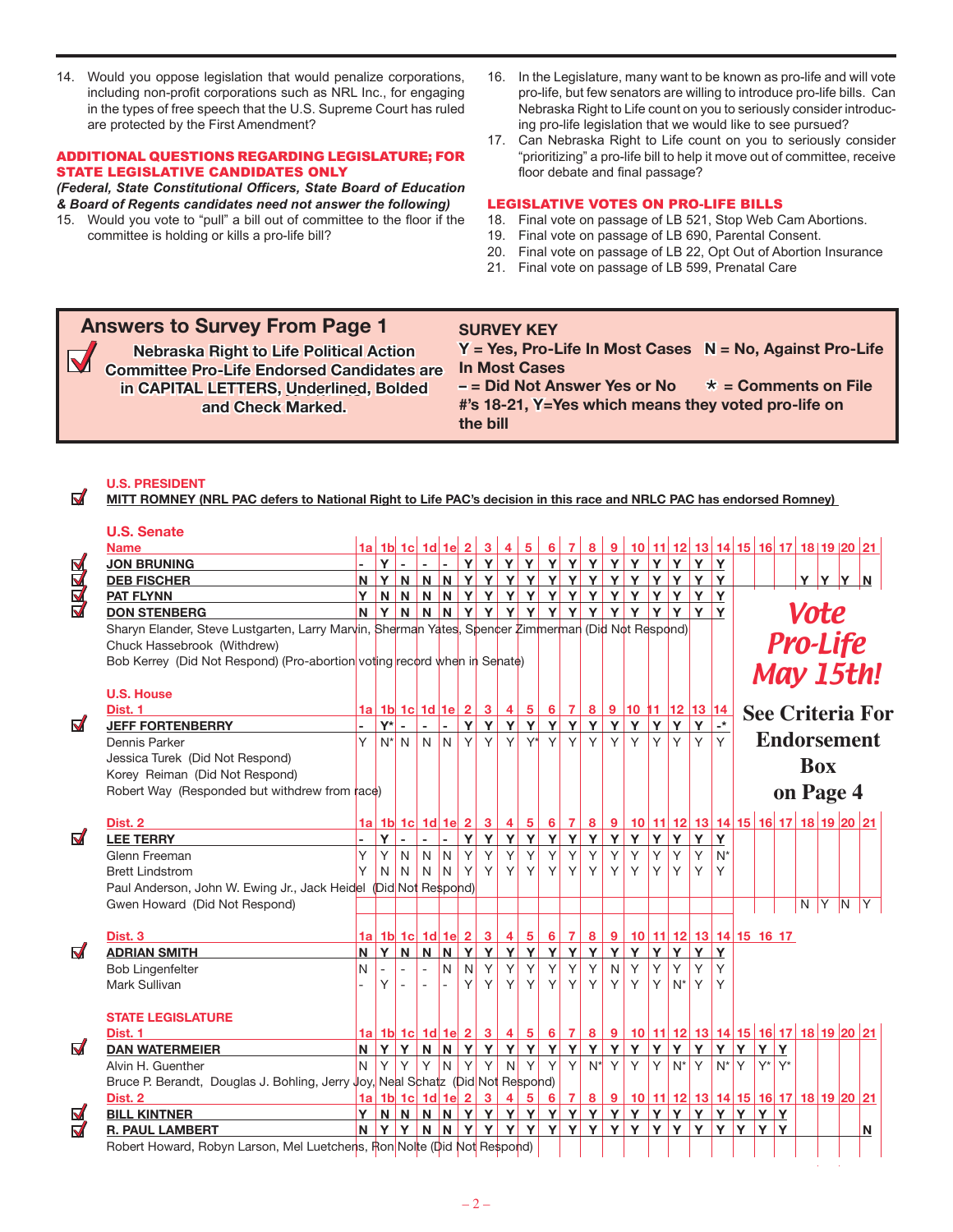14. Would you oppose legislation that would penalize corporations, including non-profit corporations such as NRL Inc., for engaging in the types of free speech that the U.S. Supreme Court has ruled are protected by the First Amendment?

### ADDITIONAL QUESTIONS REGARDING LEGISLATURE; FOR STATE LEGISLATIVE CANDIDATES ONLY

*(Federal, State Constitutional Officers, State Board of Education & Board of Regents candidates need not answer the following)*

15. Would you vote to "pull" a bill out of committee to the floor if the committee is holding or kills a pro-life bill?
16. In the Legislature, many want to be known as pro-life and will vote pro-life, but few senators are willing to introduce pro-life bills. Can Nebraska Right to Life count on you to seriously consider introducing pro-life legislation that we would like to see pursued?
17. Can Nebraska Right to Life count on you to seriously consider "prioritizing" a pro-life bill to help it move out of committee, receive floor debate and final passage?

### LEGISLATIVE VOTES ON PRO-LIFE BILLS

18. Final vote on passage of LB 521, Stop Web Cam Abortions.
19. Final vote on passage of LB 690, Parental Consent.
20. Final vote on passage of LB 22, Opt Out of Abortion Insurance
21. Final vote on passage of LB 599, Prenatal Care

## Answers to Survey From Page 1

**Nebraska Right to Life Political Action Committee Pro-Life Endorsed Candidates are in CAPITAL LETTERS, Underlined, Bolded and Check Marked.**

**SURVEY KEY**
**Y = Yes, Pro-Life In Most Cases  N = No, Against Pro-Life In Most Cases**
**– = Did Not Answer Yes or No  * = Comments on File**
**#'s 18-21, Y=Yes which means they voted pro-life on the bill**

### U.S. PRESIDENT

☑ **MITT ROMNEY (NRL PAC defers to National Right to Life PAC's decision in this race and NRLC PAC has endorsed Romney)**

### U.S. Senate

| Name | 1a | 1b | 1c | 1d | 1e | 2 | 3 | 4 | 5 | 6 | 7 | 8 | 9 | 10 | 11 | 12 | 13 | 14 | 15 | 16 | 17 | 18 | 19 | 20 | 21 |
|---|---|---|---|---|---|---|---|---|---|---|---|---|---|---|---|---|---|---|---|---|---|---|---|---|---|
| ☑ **JON BRUNING** | - | Y | - | - | - | Y | Y | Y | Y | Y | Y | Y | Y | Y | Y | Y | Y | Y | | | | | | | |
| ☑ **DEB FISCHER** | N | Y | N | N | N | Y | Y | Y | Y | Y | Y | Y | Y | Y | Y | Y | Y | Y | | | | Y | Y | Y | N |
| ☑ **PAT FLYNN** | Y | N | N | N | N | Y | Y | Y | Y | Y | Y | Y | Y | Y | Y | Y | Y | Y | | | | | | | |
| ☑ **DON STENBERG** | N | Y | N | N | N | Y | Y | Y | Y | Y | Y | Y | Y | Y | Y | Y | Y | Y | | | | | | | |

Sharyn Elander, Steve Lustgarten, Larry Marvin, Sherman Yates, Spencer Zimmerman (Did Not Respond)
Chuck Hassebrook (Withdrew)
Bob Kerrey (Did Not Respond) (Pro-abortion voting record when in Senate)

**Vote Pro-Life May 15th!**

**See Criteria For Endorsement Box on Page 4**

### U.S. House

| Dist. 1 | 1a | 1b | 1c | 1d | 1e | 2 | 3 | 4 | 5 | 6 | 7 | 8 | 9 | 10 | 11 | 12 | 13 | 14 |
|---|---|---|---|---|---|---|---|---|---|---|---|---|---|---|---|---|---|---|
| ☑ **JEFF FORTENBERRY** | - | Y* | - | - | - | Y | Y | Y | Y | Y | Y | Y | Y | Y | Y | Y | Y | -* |
| Dennis Parker | Y | N* | N | N | N | Y | Y | Y | Y* | Y | Y | Y | Y | Y | Y | Y | Y | Y |

Jessica Turek (Did Not Respond)
Korey Reiman (Did Not Respond)
Robert Way (Responded but withdrew from race)

| Dist. 2 | 1a | 1b | 1c | 1d | 1e | 2 | 3 | 4 | 5 | 6 | 7 | 8 | 9 | 10 | 11 | 12 | 13 | 14 | 15 | 16 | 17 | 18 | 19 | 20 | 21 |
|---|---|---|---|---|---|---|---|---|---|---|---|---|---|---|---|---|---|---|---|---|---|---|---|---|---|
| ☑ **LEE TERRY** | - | Y | - | - | - | Y | Y | Y | Y | Y | Y | Y | Y | Y | Y | Y | Y | Y | | | | | | | |
| Glenn Freeman | Y | Y | N | N | N | Y | Y | Y | Y | Y | Y | Y | Y | Y | Y | Y | Y | N* | | | | | | | |
| Brett Lindstrom | Y | N | N | N | N | Y | Y | Y | Y | Y | Y | Y | Y | Y | Y | Y | Y | Y | | | | | | | |
| Paul Anderson, John W. Ewing Jr., Jack Heidel (Did Not Respond) | | | | | | | | | | | | | | | | | | | | | | | | | |
| Gwen Howard (Did Not Respond) | | | | | | | | | | | | | | | | | | | | | | N | Y | N | Y |

| Dist. 3 | 1a | 1b | 1c | 1d | 1e | 2 | 3 | 4 | 5 | 6 | 7 | 8 | 9 | 10 | 11 | 12 | 13 | 14 | 15 | 16 | 17 |
|---|---|---|---|---|---|---|---|---|---|---|---|---|---|---|---|---|---|---|---|---|---|
| ☑ **ADRIAN SMITH** | N | Y | N | N | N | Y | Y | Y | Y | Y | Y | Y | Y | Y | Y | Y | Y | Y | | | |
| Bob Lingenfelter | N | - | - | - | N | N | Y | Y | Y | Y | Y | Y | N | Y | Y | Y | Y | Y | | | |
| Mark Sullivan | - | Y | - | - | - | Y | Y | Y | Y | Y | Y | Y | Y | Y | Y | N* | Y | Y | | | |

### STATE LEGISLATURE

| Dist. 1 | 1a | 1b | 1c | 1d | 1e | 2 | 3 | 4 | 5 | 6 | 7 | 8 | 9 | 10 | 11 | 12 | 13 | 14 | 15 | 16 | 17 | 18 | 19 | 20 | 21 |
|---|---|---|---|---|---|---|---|---|---|---|---|---|---|---|---|---|---|---|---|---|---|---|---|---|---|
| ☑ **DAN WATERMEIER** | N | Y | Y | N | N | Y | Y | Y | Y | Y | Y | Y | Y | Y | Y | Y | Y | Y | Y | Y | Y | | | | |
| Alvin H. Guenther | N | Y | Y | Y | N | Y | Y | N | Y | Y | Y | N* | Y | Y | Y | N* | Y | N* | Y | Y* | Y* | | | | |

Bruce P. Berandt, Douglas J. Bohling, Jerry Joy, Neal Schatz (Did Not Respond)

| Dist. 2 | 1a | 1b | 1c | 1d | 1e | 2 | 3 | 4 | 5 | 6 | 7 | 8 | 9 | 10 | 11 | 12 | 13 | 14 | 15 | 16 | 17 | 18 | 19 | 20 | 21 |
|---|---|---|---|---|---|---|---|---|---|---|---|---|---|---|---|---|---|---|---|---|---|---|---|---|---|
| ☑ **BILL KINTNER** | Y | N | N | N | N | Y | Y | Y | Y | Y | Y | Y | Y | Y | Y | Y | Y | Y | Y | Y | Y | | | | |
| ☑ **R. PAUL LAMBERT** | N | Y | Y | N | N | Y | Y | Y | Y | Y | Y | Y | Y | Y | Y | Y | Y | Y | Y | Y | Y | | | | N |

Robert Howard, Robyn Larson, Mel Luetchens, Ron Nolte (Did Not Respond)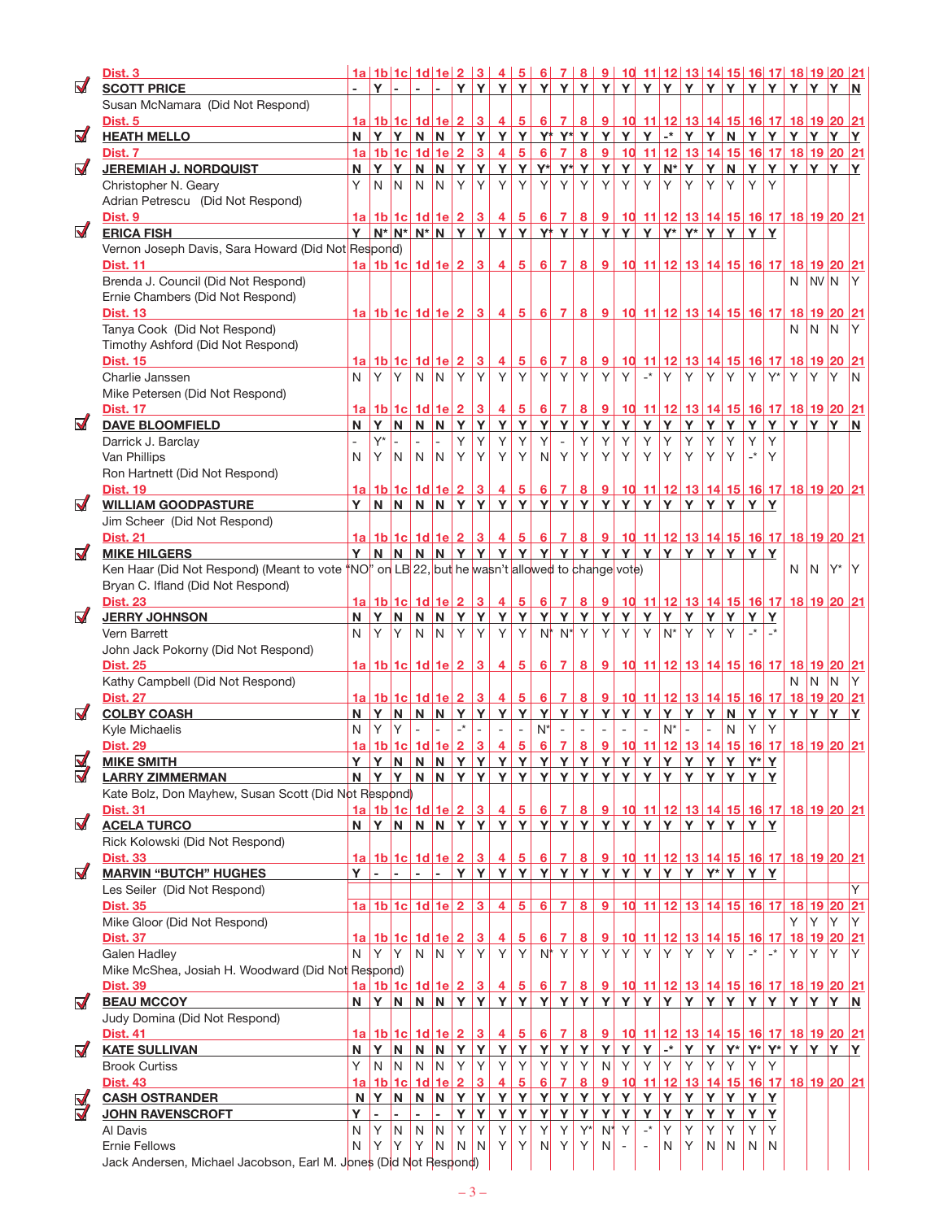| | Candidate | 1a | 1b | 1c | 1d | 1e | 2 | 3 | 4 | 5 | 6 | 7 | 8 | 9 | 10 | 11 | 12 | 13 | 14 | 15 | 16 | 17 | 18 | 19 | 20 | 21 |
|---|---|---|---|---|---|---|---|---|---|---|---|---|---|---|---|---|---|---|---|---|---|---|---|---|---|---|
| | **Dist. 3** | | | | | | | | | | | | | | | | | | | | | | | | | |
| ☑ | **SCOTT PRICE** | - | Y | - | - | - | Y | Y | Y | Y | Y | Y | Y | Y | Y | Y | Y | Y | Y | Y | Y | Y | Y | Y | Y | N |
| | Susan McNamara (Did Not Respond) | | | | | | | | | | | | | | | | | | | | | | | | | |
| | **Dist. 5** | | | | | | | | | | | | | | | | | | | | | | | | | |
| ☑ | **HEATH MELLO** | N | Y | Y | N | N | Y | Y | Y | Y | Y* | Y* | Y | Y | Y | Y | -* | Y | Y | N | Y | Y | Y | Y | Y | Y |
| | **Dist. 7** | | | | | | | | | | | | | | | | | | | | | | | | | |
| ☑ | **JEREMIAH J. NORDQUIST** | N | Y | Y | N | N | Y | Y | Y | Y | Y* | Y* | Y | Y | Y | Y | N* | Y | Y | N | Y | Y | Y | Y | Y | Y |
| | Christopher N. Geary | Y | N | N | N | N | Y | Y | Y | Y | Y | Y | Y | Y | Y | Y | Y | Y | Y | Y | Y | Y | | | | |
| | Adrian Petrescu (Did Not Respond) | | | | | | | | | | | | | | | | | | | | | | | | | |
| | **Dist. 9** | | | | | | | | | | | | | | | | | | | | | | | | | |
| ☑ | **ERICA FISH** | Y | N* | N* | N* | N | Y | Y | Y | Y | Y* | Y | Y | Y | Y | Y | Y* | Y* | Y | Y | Y | Y | | | | |
| | Vernon Joseph Davis, Sara Howard (Did Not Respond) | | | | | | | | | | | | | | | | | | | | | | | | | |
| | **Dist. 11** | | | | | | | | | | | | | | | | | | | | | | | | | |
| | Brenda J. Council (Did Not Respond) | | | | | | | | | | | | | | | | | | | | | | N | NV | N | Y |
| | Ernie Chambers (Did Not Respond) | | | | | | | | | | | | | | | | | | | | | | | | | |
| | **Dist. 13** | | | | | | | | | | | | | | | | | | | | | | | | | |
| | Tanya Cook (Did Not Respond) | | | | | | | | | | | | | | | | | | | | | | N | N | N | Y |
| | Timothy Ashford (Did Not Respond) | | | | | | | | | | | | | | | | | | | | | | | | | |
| | **Dist. 15** | | | | | | | | | | | | | | | | | | | | | | | | | |
| | Charlie Janssen | N | Y | Y | N | N | Y | Y | Y | Y | Y | Y | Y | Y | Y | -* | Y | Y | Y | Y | Y | Y* | Y | Y | Y | N |
| | Mike Petersen (Did Not Respond) | | | | | | | | | | | | | | | | | | | | | | | | | |
| | **Dist. 17** | | | | | | | | | | | | | | | | | | | | | | | | | |
| ☑ | **DAVE BLOOMFIELD** | N | Y | N | N | N | Y | Y | Y | Y | Y | Y | Y | Y | Y | Y | Y | Y | Y | Y | Y | Y | Y | Y | Y | N |
| | Darrick J. Barclay | - | Y* | - | - | - | Y | Y | Y | Y | Y | - | Y | Y | Y | Y | Y | Y | Y | Y | Y | Y | | | | |
| | Van Phillips | N | Y | N | N | N | Y | Y | Y | Y | N | Y | Y | Y | Y | Y | Y | Y | Y | Y | -* | Y | | | | |
| | Ron Hartnett (Did Not Respond) | | | | | | | | | | | | | | | | | | | | | | | | | |
| | **Dist. 19** | | | | | | | | | | | | | | | | | | | | | | | | | |
| ☑ | **WILLIAM GOODPASTURE** | Y | N | N | N | N | Y | Y | Y | Y | Y | Y | Y | Y | Y | Y | Y | Y | Y | Y | Y | Y | | | | |
| | Jim Scheer (Did Not Respond) | | | | | | | | | | | | | | | | | | | | | | | | | |
| | **Dist. 21** | | | | | | | | | | | | | | | | | | | | | | | | | |
| ☑ | **MIKE HILGERS** | Y | N | N | N | N | Y | Y | Y | Y | Y | Y | Y | Y | Y | Y | Y | Y | Y | Y | Y | Y | | | | |
| | Ken Haar (Did Not Respond) (Meant to vote "NO" on LB 22, but he wasn't allowed to change vote) | | | | | | | | | | | | | | | | | | | | | | N | N | Y* | Y |
| | Bryan C. Ifland (Did Not Respond) | | | | | | | | | | | | | | | | | | | | | | | | | |
| | **Dist. 23** | | | | | | | | | | | | | | | | | | | | | | | | | |
| ☑ | **JERRY JOHNSON** | N | Y | N | N | N | Y | Y | Y | Y | Y | Y | Y | Y | Y | Y | Y | Y | Y | Y | Y | Y | | | | |
| | Vern Barrett | N | Y | Y | N | N | Y | Y | Y | Y | N* | N* | Y | Y | Y | Y | N* | Y | Y | Y | -* | -* | | | | |
| | John Jack Pokorny (Did Not Respond) | | | | | | | | | | | | | | | | | | | | | | | | | |
| | **Dist. 25** | | | | | | | | | | | | | | | | | | | | | | | | | |
| | Kathy Campbell (Did Not Respond) | | | | | | | | | | | | | | | | | | | | | | N | N | N | Y |
| | **Dist. 27** | | | | | | | | | | | | | | | | | | | | | | | | | |
| ☑ | **COLBY COASH** | N | Y | N | N | N | Y | Y | Y | Y | Y | Y | Y | Y | Y | Y | Y | Y | Y | N | Y | Y | Y | Y | Y | Y |
| | Kyle Michaelis | N | Y | Y | - | - | -* | - | - | - | N* | - | - | - | - | - | N* | - | - | N | Y | Y | | | | |
| | **Dist. 29** | | | | | | | | | | | | | | | | | | | | | | | | | |
| ☑ | **MIKE SMITH** | Y | Y | N | N | N | Y | Y | Y | Y | Y | Y | Y | Y | Y | Y | Y | Y | Y | Y | Y* | Y | | | | |
| ☑ | **LARRY ZIMMERMAN** | N | Y | Y | N | N | Y | Y | Y | Y | Y | Y | Y | Y | Y | Y | Y | Y | Y | Y | Y | Y | | | | |
| | Kate Bolz, Don Mayhew, Susan Scott (Did Not Respond) | | | | | | | | | | | | | | | | | | | | | | | | | |
| | **Dist. 31** | | | | | | | | | | | | | | | | | | | | | | | | | |
| ☑ | **ACELA TURCO** | N | Y | N | N | N | Y | Y | Y | Y | Y | Y | Y | Y | Y | Y | Y | Y | Y | Y | Y | Y | | | | |
| | Rick Kolowski (Did Not Respond) | | | | | | | | | | | | | | | | | | | | | | | | | |
| | **Dist. 33** | | | | | | | | | | | | | | | | | | | | | | | | | |
| ☑ | **MARVIN "BUTCH" HUGHES** | Y | - | - | - | - | Y | Y | Y | Y | Y | Y | Y | Y | Y | Y | Y | Y | Y* | Y | Y | Y | | | | |
| | Les Seiler (Did Not Respond) | | | | | | | | | | | | | | | | | | | | | | | | | Y |
| | **Dist. 35** | | | | | | | | | | | | | | | | | | | | | | | | | |
| | Mike Gloor (Did Not Respond) | | | | | | | | | | | | | | | | | | | | | | Y | Y | Y | Y |
| | **Dist. 37** | | | | | | | | | | | | | | | | | | | | | | | | | |
| | Galen Hadley | N | Y | Y | N | N | Y | Y | Y | Y | N* | Y | Y | Y | Y | Y | Y | Y | Y | Y | -* | -* | Y | Y | Y | Y |
| | Mike McShea, Josiah H. Woodward (Did Not Respond) | | | | | | | | | | | | | | | | | | | | | | | | | |
| | **Dist. 39** | | | | | | | | | | | | | | | | | | | | | | | | | |
| ☑ | **BEAU MCCOY** | N | Y | N | N | N | Y | Y | Y | Y | Y | Y | Y | Y | Y | Y | Y | Y | Y | Y | Y | Y | Y | Y | Y | N |
| | Judy Domina (Did Not Respond) | | | | | | | | | | | | | | | | | | | | | | | | | |
| | **Dist. 41** | | | | | | | | | | | | | | | | | | | | | | | | | |
| ☑ | **KATE SULLIVAN** | N | Y | N | N | N | Y | Y | Y | Y | Y | Y | Y | Y | Y | Y | -* | Y | Y | Y* | Y* | Y* | Y | Y | Y | Y |
| | Brook Curtiss | Y | N | N | N | N | Y | Y | Y | Y | Y | Y | Y | N | Y | Y | Y | Y | Y | Y | Y | Y | | | | |
| | **Dist. 43** | | | | | | | | | | | | | | | | | | | | | | | | | |
| ☑ | **CASH OSTRANDER** | N | Y | N | N | N | Y | Y | Y | Y | Y | Y | Y | Y | Y | Y | Y | Y | Y | Y | Y | Y | | | | |
| ☑ | **JOHN RAVENSCROFT** | Y | - | - | - | - | Y | Y | Y | Y | Y | Y | Y | Y | Y | Y | Y | Y | Y | Y | Y | Y | | | | |
| | Al Davis | N | Y | N | N | N | Y | Y | Y | Y | Y | Y | Y* | N* | Y | -* | Y | Y | Y | Y | Y | Y | | | | |
| | Ernie Fellows | N | Y | Y | Y | N | N | N | Y | Y | N | Y | Y | N | - | - | N | Y | N | N | N | N | | | | |
| | Jack Andersen, Michael Jacobson, Earl M. Jones (Did Not Respond) | | | | | | | | | | | | | | | | | | | | | | | | | |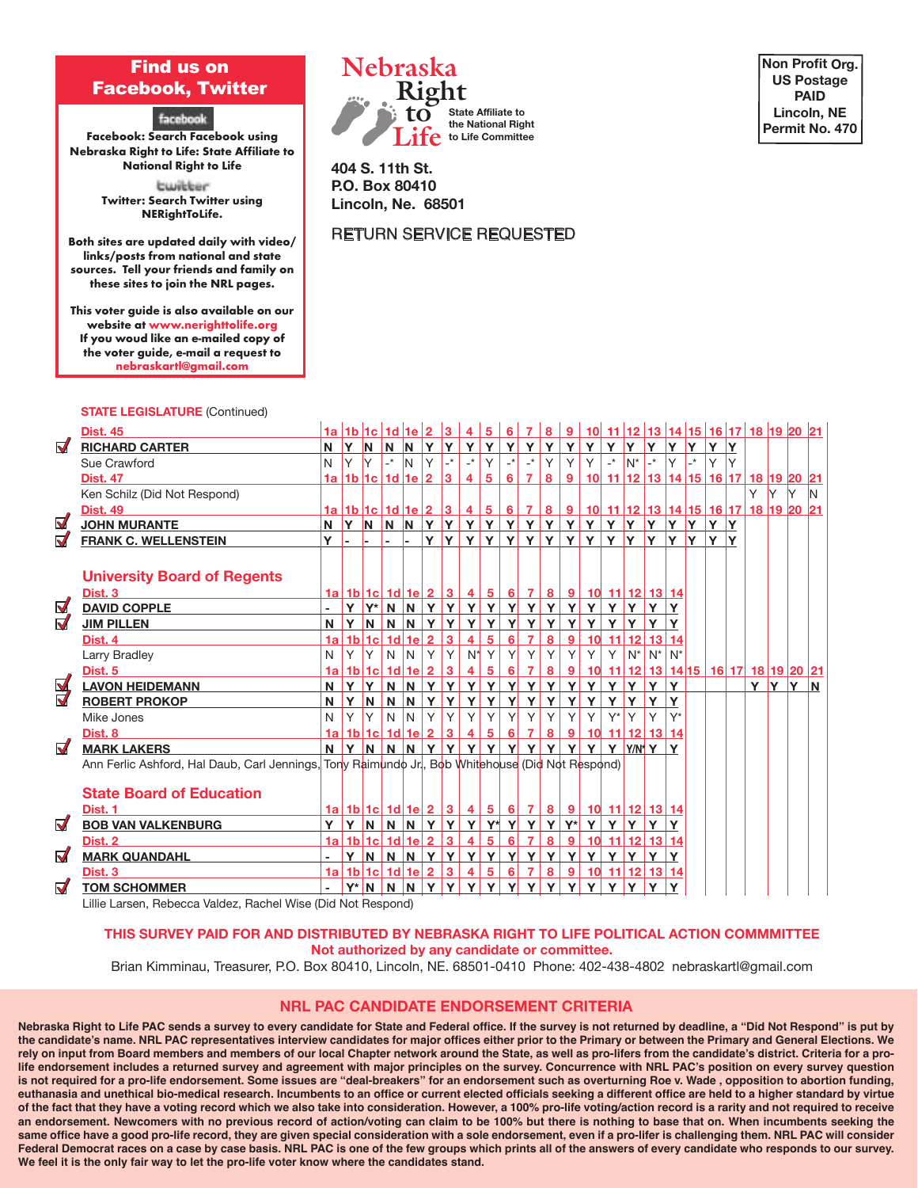## Find us on Facebook, Twitter

Facebook: Search Facebook using Nebraska Right to Life: State Affiliate to National Right to Life

Twitter: Search Twitter using NERightToLife.

Both sites are updated daily with video/links/posts from national and state sources. Tell your friends and family on these sites to join the NRL pages.

This voter guide is also available on our website at www.nerighttolife.org
If you woud like an e-mailed copy of the voter guide, e-mail a request to nebraskartl@gmail.com

# Nebraska Right to Life

State Affiliate to the National Right to Life Committee

404 S. 11th St.
P.O. Box 80410
Lincoln, Ne. 68501

RETURN SERVICE REQUESTED

Non Profit Org.
US Postage
PAID
Lincoln, NE
Permit No. 470

## STATE LEGISLATURE (Continued)

| | 1a | 1b | 1c | 1d | 1e | 2 | 3 | 4 | 5 | 6 | 7 | 8 | 9 | 10 | 11 | 12 | 13 | 14 | 15 | 16 | 17 | 18 | 19 | 20 | 21 |
|---|---|---|---|---|---|---|---|---|---|---|---|---|---|---|---|---|---|---|---|---|---|---|---|---|---|
| **Dist. 45** | | | | | | | | | | | | | | | | | | | | | | | | | |
| ✓ **RICHARD CARTER** | N | Y | N | N | N | Y | Y | Y | Y | Y | Y | Y | Y | Y | Y | Y | Y | Y | Y | Y | Y | | | | |
| Sue Crawford | N | Y | Y | -* | N | Y | -* | -* | Y | -* | -* | Y | Y | Y | -* | N* | -* | Y | -* | Y | Y | | | | |
| **Dist. 47** | | | | | | | | | | | | | | | | | | | | | | | | | |
| Ken Schilz (Did Not Respond) | | | | | | | | | | | | | | | | | | | | | | Y | Y | Y | N |
| **Dist. 49** | | | | | | | | | | | | | | | | | | | | | | | | | |
| ✓ **JOHN MURANTE** | N | Y | N | N | N | Y | Y | Y | Y | Y | Y | Y | Y | Y | Y | Y | Y | Y | Y | Y | Y | | | | |
| ✓ **FRANK C. WELLENSTEIN** | Y | - | - | - | - | Y | Y | Y | Y | Y | Y | Y | Y | Y | Y | Y | Y | Y | Y | Y | Y | | | | |

## University Board of Regents

| | 1a | 1b | 1c | 1d | 1e | 2 | 3 | 4 | 5 | 6 | 7 | 8 | 9 | 10 | 11 | 12 | 13 | 14 | 15 | 16 | 17 | 18 | 19 | 20 | 21 |
|---|---|---|---|---|---|---|---|---|---|---|---|---|---|---|---|---|---|---|---|---|---|---|---|---|---|
| **Dist. 3** | | | | | | | | | | | | | | | | | | | | | | | | | |
| ✓ **DAVID COPPLE** | - | Y | Y* | N | N | Y | Y | Y | Y | Y | Y | Y | Y | Y | Y | Y | Y | Y | | | | | | | |
| ✓ **JIM PILLEN** | N | Y | N | N | N | Y | Y | Y | Y | Y | Y | Y | Y | Y | Y | Y | Y | Y | | | | | | | |
| **Dist. 4** | | | | | | | | | | | | | | | | | | | | | | | | | |
| Larry Bradley | N | Y | Y | N | N | Y | Y | N* | Y | Y | Y | Y | Y | Y | Y | N* | N* | N* | | | | | | | |
| **Dist. 5** | | | | | | | | | | | | | | | | | | | | | | | | | |
| ✓ **LAVON HEIDEMANN** | N | Y | Y | N | N | Y | Y | Y | Y | Y | Y | Y | Y | Y | Y | Y | Y | Y | | | | Y | Y | Y | N |
| ✓ **ROBERT PROKOP** | N | Y | N | N | N | Y | Y | Y | Y | Y | Y | Y | Y | Y | Y | Y | Y | Y | | | | | | | |
| Mike Jones | N | Y | Y | N | N | Y | Y | Y | Y | Y | Y | Y | Y | Y | Y* | Y | Y | Y* | | | | | | | |
| **Dist. 8** | | | | | | | | | | | | | | | | | | | | | | | | | |
| ✓ **MARK LAKERS** | N | Y | N | N | N | Y | Y | Y | Y | Y | Y | Y | Y | Y | Y | Y/N* | Y | Y | | | | | | | |

Ann Ferlic Ashford, Hal Daub, Carl Jennings, Tony Raimundo Jr., Bob Whitehouse (Did Not Respond)

## State Board of Education

| | 1a | 1b | 1c | 1d | 1e | 2 | 3 | 4 | 5 | 6 | 7 | 8 | 9 | 10 | 11 | 12 | 13 | 14 |
|---|---|---|---|---|---|---|---|---|---|---|---|---|---|---|---|---|---|---|
| **Dist. 1** | | | | | | | | | | | | | | | | | | |
| ✓ **BOB VAN VALKENBURG** | Y | Y | N | N | N | Y | Y | Y | Y* | Y | Y | Y | Y* | Y | Y | Y | Y | Y |
| **Dist. 2** | | | | | | | | | | | | | | | | | | |
| ✓ **MARK QUANDAHL** | - | Y | N | N | N | Y | Y | Y | Y | Y | Y | Y | Y | Y | Y | Y | Y | Y |
| **Dist. 3** | | | | | | | | | | | | | | | | | | |
| ✓ **TOM SCHOMMER** | - | Y* | N | N | N | Y | Y | Y | Y | Y | Y | Y | Y | Y | Y | Y | Y | Y |

Lillie Larsen, Rebecca Valdez, Rachel Wise (Did Not Respond)

**THIS SURVEY PAID FOR AND DISTRIBUTED BY NEBRASKA RIGHT TO LIFE POLITICAL ACTION COMMMITTEE**
**Not authorized by any candidate or committee.**
Brian Kimminau, Treasurer, P.O. Box 80410, Lincoln, NE. 68501-0410 Phone: 402-438-4802 nebraskartl@gmail.com

## NRL PAC CANDIDATE ENDORSEMENT CRITERIA

**Nebraska Right to Life PAC sends a survey to every candidate for State and Federal office. If the survey is not returned by deadline, a "Did Not Respond" is put by the candidate's name. NRL PAC representatives interview candidates for major offices either prior to the Primary or between the Primary and General Elections. We rely on input from Board members and members of our local Chapter network around the State, as well as pro-lifers from the candidate's district. Criteria for a pro-life endorsement includes a returned survey and agreement with major principles on the survey. Concurrence with NRL PAC's position on every survey question is not required for a pro-life endorsement. Some issues are "deal-breakers" for an endorsement such as overturning Roe v. Wade , opposition to abortion funding, euthanasia and unethical bio-medical research. Incumbents to an office or current elected officials seeking a different office are held to a higher standard by virtue of the fact that they have a voting record which we also take into consideration. However, a 100% pro-life voting/action record is a rarity and not required to receive an endorsement. Newcomers with no previous record of action/voting can claim to be 100% but there is nothing to base that on. When incumbents seeking the same office have a good pro-life record, they are given special consideration with a sole endorsement, even if a pro-lifer is challenging them. NRL PAC will consider Federal Democrat races on a case by case basis. NRL PAC is one of the few groups which prints all of the answers of every candidate who responds to our survey. We feel it is the only fair way to let the pro-life voter know where the candidates stand.**